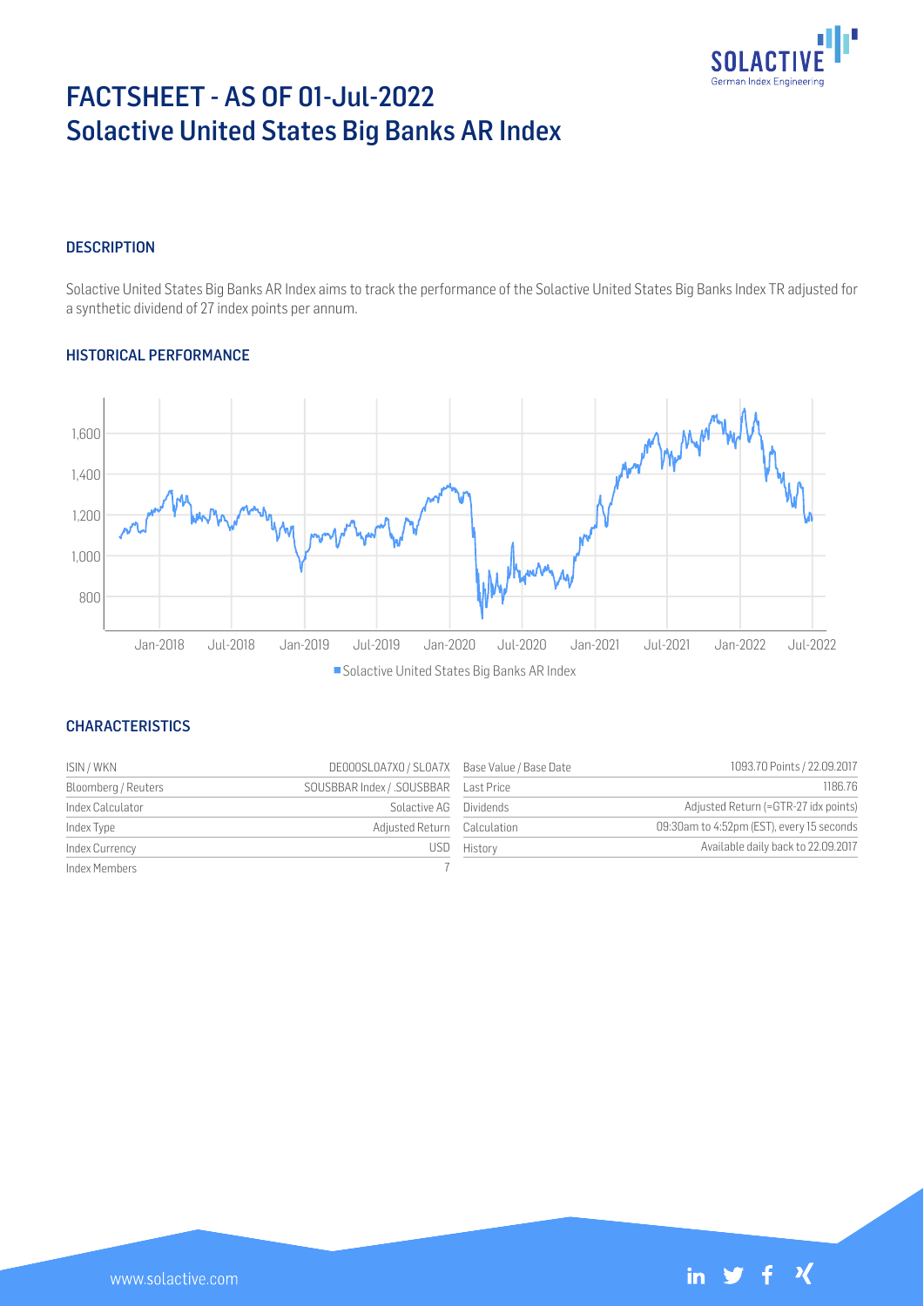# FACTSHEET - AS OF 01-Jul-2022
# Solactive United States Big Banks AR Index

## DESCRIPTION

Solactive United States Big Banks AR Index aims to track the performance of the Solactive United States Big Banks Index TR adjusted for a synthetic dividend of 27 index points per annum.

## HISTORICAL PERFORMANCE

Solactive United States Big Banks AR Index

## CHARACTERISTICS

| ISIN / WKN | DE000SL0A7X0 / SL0A7X | Base Value / Base Date | 1093.70 Points / 22.09.2017 |
|---|---|---|---|
| Bloomberg / Reuters | SOUSBBAR Index / .SOUSBBAR | Last Price | 1186.76 |
| Index Calculator | Solactive AG | Dividends | Adjusted Return (=GTR-27 idx points) |
| Index Type | Adjusted Return | Calculation | 09:30am to 4:52pm (EST), every 15 seconds |
| Index Currency | USD | History | Available daily back to 22.09.2017 |
| Index Members | 7 | | |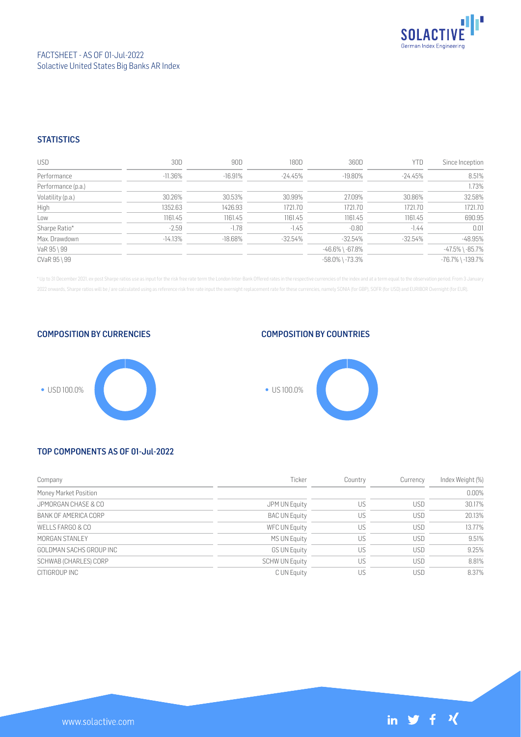FACTSHEET - AS OF 01-Jul-2022
Solactive United States Big Banks AR Index

## STATISTICS

| USD | 30D | 90D | 180D | 360D | YTD | Since Inception |
|---|---|---|---|---|---|---|
| Performance | -11.36% | -16.91% | -24.45% | -19.80% | -24.45% | 8.51% |
| Performance (p.a.) | | | | | | 1.73% |
| Volatility (p.a.) | 30.26% | 30.53% | 30.99% | 27.09% | 30.86% | 32.58% |
| High | 1352.63 | 1426.93 | 1721.70 | 1721.70 | 1721.70 | 1721.70 |
| Low | 1161.45 | 1161.45 | 1161.45 | 1161.45 | 1161.45 | 690.95 |
| Sharpe Ratio* | -2.59 | -1.78 | -1.45 | -0.80 | -1.44 | 0.01 |
| Max. Drawdown | -14.13% | -18.68% | -32.54% | -32.54% | -32.54% | -48.95% |
| VaR 95 \ 99 | | | | -46.6% \ -67.8% | | -47.5% \ -85.7% |
| CVaR 95 \ 99 | | | | -58.0% \ -73.3% | | -76.7% \ -139.7% |

* Up to 31 December 2021, ex-post Sharpe ratios use as input for the risk free rate term the London Inter-Bank Offered rates in the respective currencies of the index and at a term equal to the observation period. From 3 January 2022 onwards, Sharpe ratios will be / are calculated using as reference risk free rate input the overnight replacement rate for these currencies, namely SONIA (for GBP), SOFR (for USD) and EURIBOR Overnight (for EUR).

## COMPOSITION BY CURRENCIES

- USD 100.0%

## COMPOSITION BY COUNTRIES

- US 100.0%

## TOP COMPONENTS AS OF 01-Jul-2022

| Company | Ticker | Country | Currency | Index Weight (%) |
|---|---|---|---|---|
| Money Market Position | | | | 0.00% |
| JPMORGAN CHASE & CO | JPM UN Equity | US | USD | 30.17% |
| BANK OF AMERICA CORP | BAC UN Equity | US | USD | 20.13% |
| WELLS FARGO & CO | WFC UN Equity | US | USD | 13.77% |
| MORGAN STANLEY | MS UN Equity | US | USD | 9.51% |
| GOLDMAN SACHS GROUP INC | GS UN Equity | US | USD | 9.25% |
| SCHWAB (CHARLES) CORP | SCHW UN Equity | US | USD | 8.81% |
| CITIGROUP INC | C UN Equity | US | USD | 8.37% |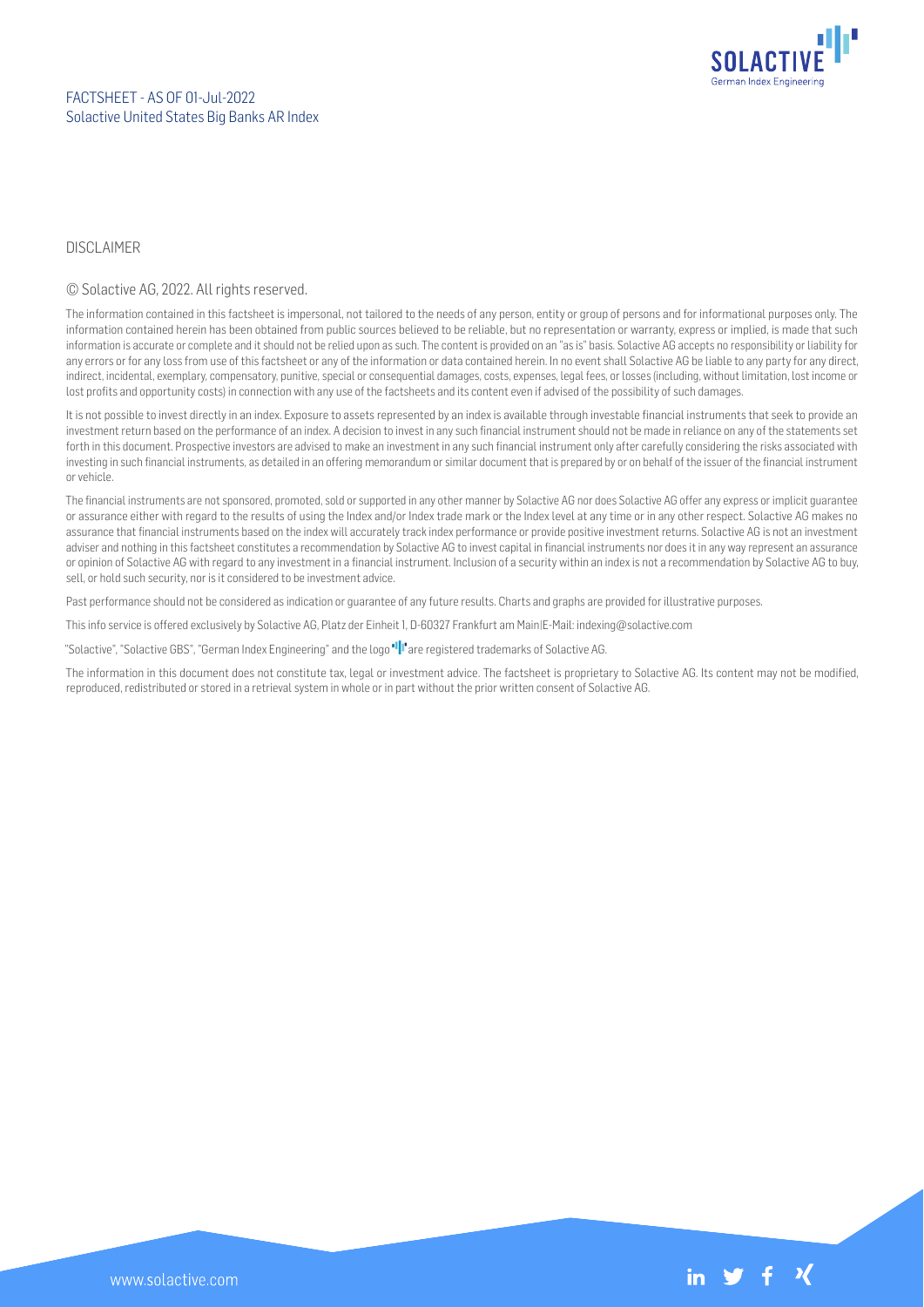# DISCLAIMER

© Solactive AG, 2022. All rights reserved.

The information contained in this factsheet is impersonal, not tailored to the needs of any person, entity or group of persons and for informational purposes only. The information contained herein has been obtained from public sources believed to be reliable, but no representation or warranty, express or implied, is made that such information is accurate or complete and it should not be relied upon as such. The content is provided on an "as is" basis. Solactive AG accepts no responsibility or liability for any errors or for any loss from use of this factsheet or any of the information or data contained herein. In no event shall Solactive AG be liable to any party for any direct, indirect, incidental, exemplary, compensatory, punitive, special or consequential damages, costs, expenses, legal fees, or losses (including, without limitation, lost income or lost profits and opportunity costs) in connection with any use of the factsheets and its content even if advised of the possibility of such damages.

It is not possible to invest directly in an index. Exposure to assets represented by an index is available through investable financial instruments that seek to provide an investment return based on the performance of an index. A decision to invest in any such financial instrument should not be made in reliance on any of the statements set forth in this document. Prospective investors are advised to make an investment in any such financial instrument only after carefully considering the risks associated with investing in such financial instruments, as detailed in an offering memorandum or similar document that is prepared by or on behalf of the issuer of the financial instrument or vehicle.

The financial instruments are not sponsored, promoted, sold or supported in any other manner by Solactive AG nor does Solactive AG offer any express or implicit guarantee or assurance either with regard to the results of using the Index and/or Index trade mark or the Index level at any time or in any other respect. Solactive AG makes no assurance that financial instruments based on the index will accurately track index performance or provide positive investment returns. Solactive AG is not an investment adviser and nothing in this factsheet constitutes a recommendation by Solactive AG to invest capital in financial instruments nor does it in any way represent an assurance or opinion of Solactive AG with regard to any investment in a financial instrument. Inclusion of a security within an index is not a recommendation by Solactive AG to buy, sell, or hold such security, nor is it considered to be investment advice.

Past performance should not be considered as indication or guarantee of any future results. Charts and graphs are provided for illustrative purposes.

This info service is offered exclusively by Solactive AG, Platz der Einheit 1, D-60327 Frankfurt am Main|E-Mail: indexing@solactive.com

"Solactive", "Solactive GBS", "German Index Engineering" and the logo are registered trademarks of Solactive AG.

The information in this document does not constitute tax, legal or investment advice. The factsheet is proprietary to Solactive AG. Its content may not be modified, reproduced, redistributed or stored in a retrieval system in whole or in part without the prior written consent of Solactive AG.